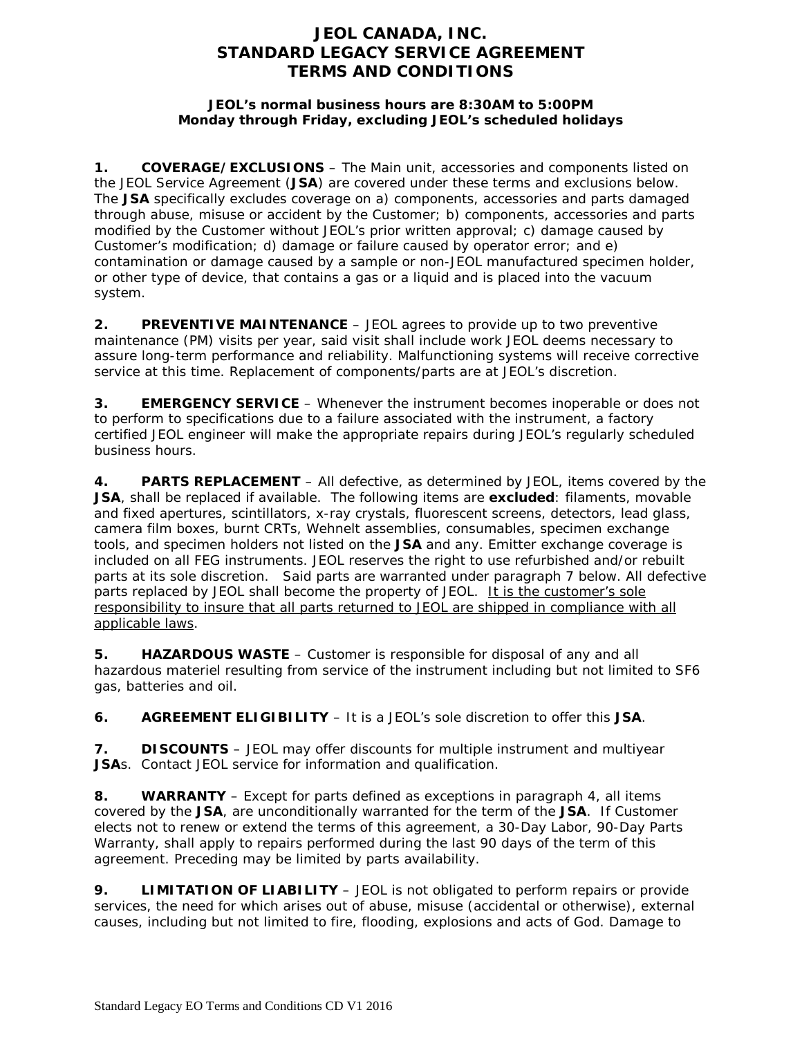# JEOL CANADA, INC.
# STANDARD LEGACY SERVICE AGREEMENT
# TERMS AND CONDITIONS

**JEOL's normal business hours are 8:30AM to 5:00PM Monday through Friday, excluding JEOL's scheduled holidays**

**1. COVERAGE/EXCLUSIONS** – The Main unit, accessories and components listed on the JEOL Service Agreement (**JSA**) are covered under these terms and exclusions below. The **JSA** specifically excludes coverage on a) components, accessories and parts damaged through abuse, misuse or accident by the Customer; b) components, accessories and parts modified by the Customer without JEOL's prior written approval; c) damage caused by Customer's modification; d) damage or failure caused by operator error; and e) contamination or damage caused by a sample or non-JEOL manufactured specimen holder, or other type of device, that contains a gas or a liquid and is placed into the vacuum system.

**2. PREVENTIVE MAINTENANCE** – JEOL agrees to provide up to two preventive maintenance (PM) visits per year, said visit shall include work JEOL deems necessary to assure long-term performance and reliability. Malfunctioning systems will receive corrective service at this time. Replacement of components/parts are at JEOL's discretion.

**3. EMERGENCY SERVICE** – Whenever the instrument becomes inoperable or does not to perform to specifications due to a failure associated with the instrument, a factory certified JEOL engineer will make the appropriate repairs during JEOL's regularly scheduled business hours.

**4. PARTS REPLACEMENT** – All defective, as determined by JEOL, items covered by the **JSA**, shall be replaced if available. The following items are **excluded**: filaments, movable and fixed apertures, scintillators, x-ray crystals, fluorescent screens, detectors, lead glass, camera film boxes, burnt CRTs, Wehnelt assemblies, consumables, specimen exchange tools, and specimen holders not listed on the **JSA** and any. Emitter exchange coverage is included on all FEG instruments. JEOL reserves the right to use refurbished and/or rebuilt parts at its sole discretion. Said parts are warranted under paragraph 7 below. All defective parts replaced by JEOL shall become the property of JEOL. <u>It is the customer's sole responsibility to insure that all parts returned to JEOL are shipped in compliance with all applicable laws</u>.

**5. HAZARDOUS WASTE** – Customer is responsible for disposal of any and all hazardous materiel resulting from service of the instrument including but not limited to SF6 gas, batteries and oil.

**6. AGREEMENT ELIGIBILITY** – It is a JEOL's sole discretion to offer this **JSA**.

**7. DISCOUNTS** – JEOL may offer discounts for multiple instrument and multiyear **JSA**s. Contact JEOL service for information and qualification.

**8. WARRANTY** – Except for parts defined as exceptions in paragraph 4, all items covered by the **JSA**, are unconditionally warranted for the term of the **JSA**. If Customer elects not to renew or extend the terms of this agreement, a 30-Day Labor, 90-Day Parts Warranty, shall apply to repairs performed during the last 90 days of the term of this agreement. Preceding may be limited by parts availability.

**9. LIMITATION OF LIABILITY** – JEOL is not obligated to perform repairs or provide services, the need for which arises out of abuse, misuse (accidental or otherwise), external causes, including but not limited to fire, flooding, explosions and acts of God. Damage to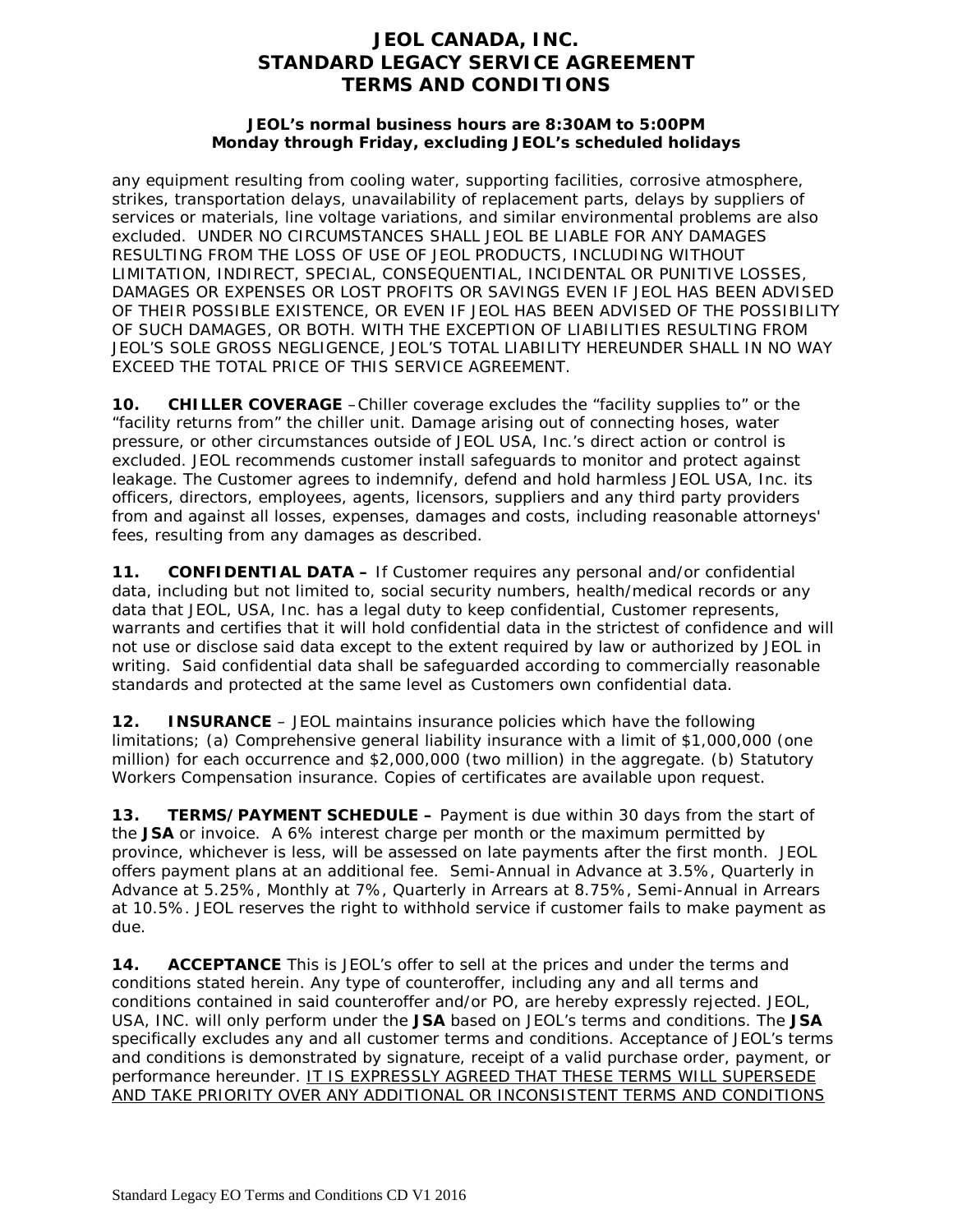any equipment resulting from cooling water, supporting facilities, corrosive atmosphere, strikes, transportation delays, unavailability of replacement parts, delays by suppliers of services or materials, line voltage variations, and similar environmental problems are also excluded. UNDER NO CIRCUMSTANCES SHALL JEOL BE LIABLE FOR ANY DAMAGES RESULTING FROM THE LOSS OF USE OF JEOL PRODUCTS, INCLUDING WITHOUT LIMITATION, INDIRECT, SPECIAL, CONSEQUENTIAL, INCIDENTAL OR PUNITIVE LOSSES, DAMAGES OR EXPENSES OR LOST PROFITS OR SAVINGS EVEN IF JEOL HAS BEEN ADVISED OF THEIR POSSIBLE EXISTENCE, OR EVEN IF JEOL HAS BEEN ADVISED OF THE POSSIBILITY OF SUCH DAMAGES, OR BOTH. WITH THE EXCEPTION OF LIABILITIES RESULTING FROM JEOL'S SOLE GROSS NEGLIGENCE, JEOL'S TOTAL LIABILITY HEREUNDER SHALL IN NO WAY EXCEED THE TOTAL PRICE OF THIS SERVICE AGREEMENT.

**10. CHILLER COVERAGE** –Chiller coverage excludes the "facility supplies to" or the "facility returns from" the chiller unit. Damage arising out of connecting hoses, water pressure, or other circumstances outside of JEOL USA, Inc.'s direct action or control is excluded. JEOL recommends customer install safeguards to monitor and protect against leakage. The Customer agrees to indemnify, defend and hold harmless JEOL USA, Inc. its officers, directors, employees, agents, licensors, suppliers and any third party providers from and against all losses, expenses, damages and costs, including reasonable attorneys' fees, resulting from any damages as described.

**11. CONFIDENTIAL DATA –** If Customer requires any personal and/or confidential data, including but not limited to, social security numbers, health/medical records or any data that JEOL, USA, Inc. has a legal duty to keep confidential, Customer represents, warrants and certifies that it will hold confidential data in the strictest of confidence and will not use or disclose said data except to the extent required by law or authorized by JEOL in writing. Said confidential data shall be safeguarded according to commercially reasonable standards and protected at the same level as Customers own confidential data.

**12. INSURANCE** – JEOL maintains insurance policies which have the following limitations; (a) Comprehensive general liability insurance with a limit of $1,000,000 (one million) for each occurrence and $2,000,000 (two million) in the aggregate. (b) Statutory Workers Compensation insurance. Copies of certificates are available upon request.

**13. TERMS/PAYMENT SCHEDULE –** Payment is due within 30 days from the start of the **JSA** or invoice. A 6% interest charge per month or the maximum permitted by province, whichever is less, will be assessed on late payments after the first month. JEOL offers payment plans at an additional fee. Semi-Annual in Advance at 3.5%, Quarterly in Advance at 5.25%, Monthly at 7%, Quarterly in Arrears at 8.75%, Semi-Annual in Arrears at 10.5%. JEOL reserves the right to withhold service if customer fails to make payment as due.

**14. ACCEPTANCE** This is JEOL's offer to sell at the prices and under the terms and conditions stated herein. Any type of counteroffer, including any and all terms and conditions contained in said counteroffer and/or PO, are hereby expressly rejected. JEOL, USA, INC. will only perform under the **JSA** based on JEOL's terms and conditions. The **JSA** specifically excludes any and all customer terms and conditions. Acceptance of JEOL's terms and conditions is demonstrated by signature, receipt of a valid purchase order, payment, or performance hereunder. IT IS EXPRESSLY AGREED THAT THESE TERMS WILL SUPERSEDE AND TAKE PRIORITY OVER ANY ADDITIONAL OR INCONSISTENT TERMS AND CONDITIONS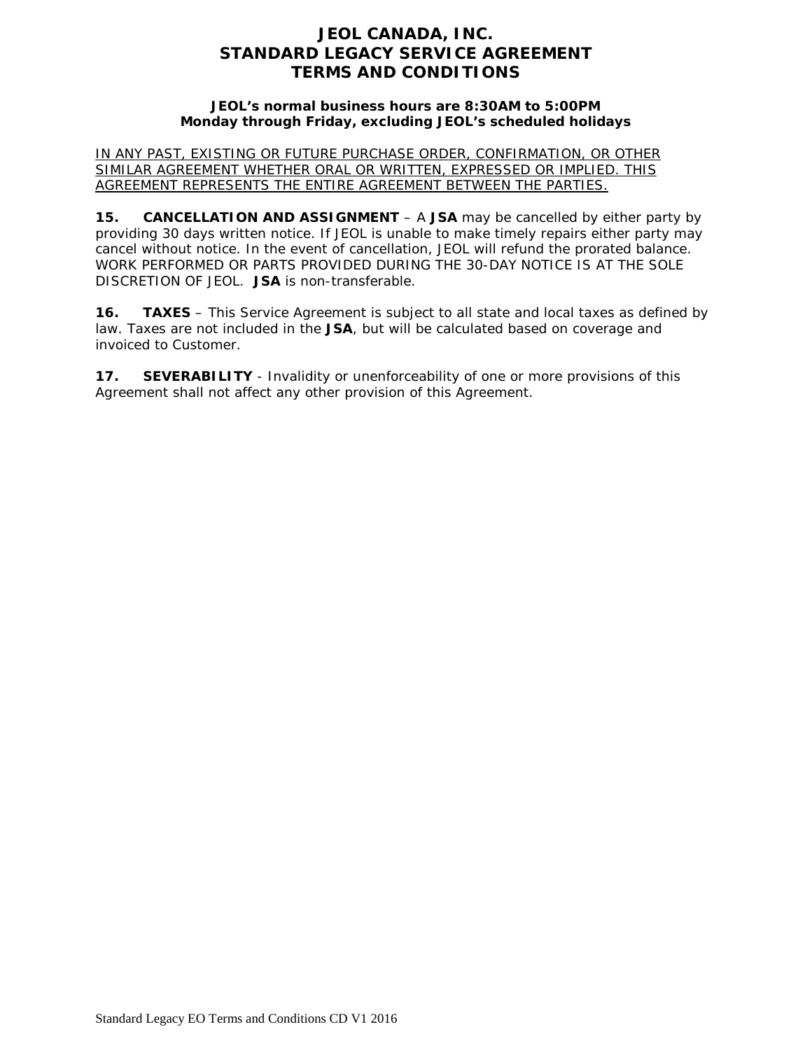# JEOL CANADA, INC.
# STANDARD LEGACY SERVICE AGREEMENT
# TERMS AND CONDITIONS

**JEOL's normal business hours are 8:30AM to 5:00PM Monday through Friday, excluding JEOL's scheduled holidays**

<u>IN ANY PAST, EXISTING OR FUTURE PURCHASE ORDER, CONFIRMATION, OR OTHER SIMILAR AGREEMENT WHETHER ORAL OR WRITTEN, EXPRESSED OR IMPLIED. THIS AGREEMENT REPRESENTS THE ENTIRE AGREEMENT BETWEEN THE PARTIES.</u>

**15. CANCELLATION AND ASSIGNMENT** – A **JSA** may be cancelled by either party by providing 30 days written notice. If JEOL is unable to make timely repairs either party may cancel without notice. In the event of cancellation, JEOL will refund the prorated balance. WORK PERFORMED OR PARTS PROVIDED DURING THE 30-DAY NOTICE IS AT THE SOLE DISCRETION OF JEOL. **JSA** is non-transferable.

**16. TAXES** – This Service Agreement is subject to all state and local taxes as defined by law. Taxes are not included in the **JSA**, but will be calculated based on coverage and invoiced to Customer.

**17. SEVERABILITY** - Invalidity or unenforceability of one or more provisions of this Agreement shall not affect any other provision of this Agreement.